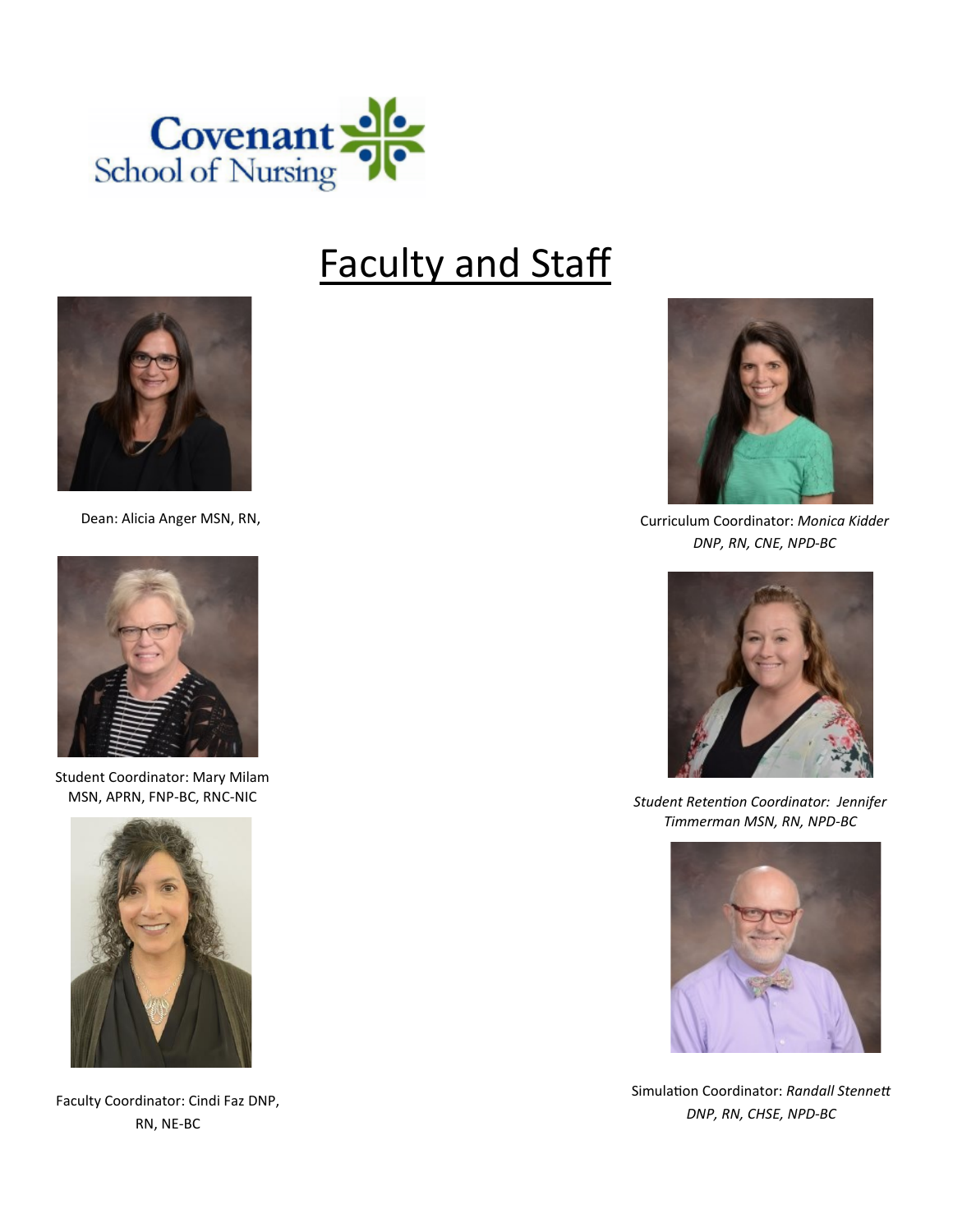Covenant School of Nursing

# Faculty and Staff

Dean: Alicia Anger MSN, RN,

Student Coordinator: Mary Milam MSN, APRN, FNP-BC, RNC-NIC

Faculty Coordinator: Cindi Faz DNP, RN, NE-BC

Curriculum Coordinator: *Monica Kidder DNP, RN, CNE, NPD-BC*

*Student Retention Coordinator: Jennifer Timmerman MSN, RN, NPD-BC*

Simulation Coordinator: *Randall Stennett DNP, RN, CHSE, NPD-BC*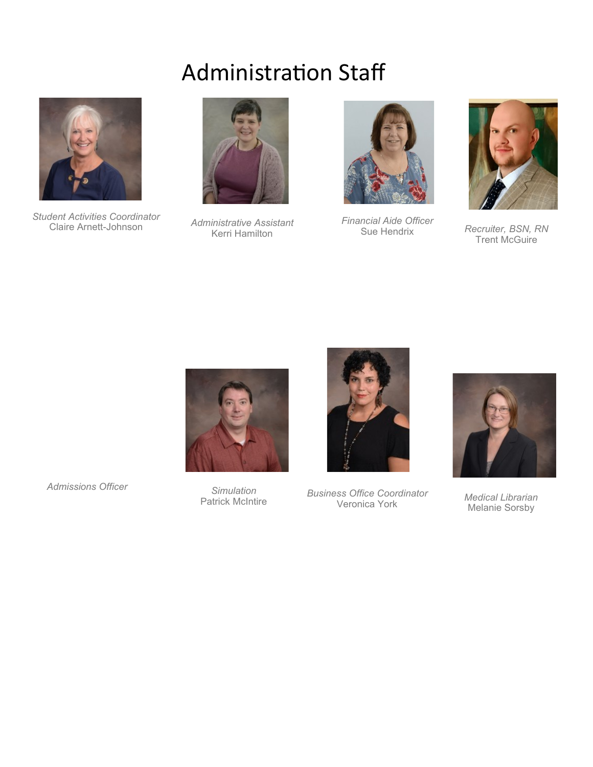# Administration Staff

*Student Activities Coordinator*
Claire Arnett-Johnson

*Administrative Assistant*
Kerri Hamilton

*Financial Aide Officer*
Sue Hendrix

*Recruiter, BSN, RN*
Trent McGuire

*Admissions Officer*

*Simulation*
Patrick McIntire

*Business Office Coordinator*
Veronica York

*Medical Librarian*
Melanie Sorsby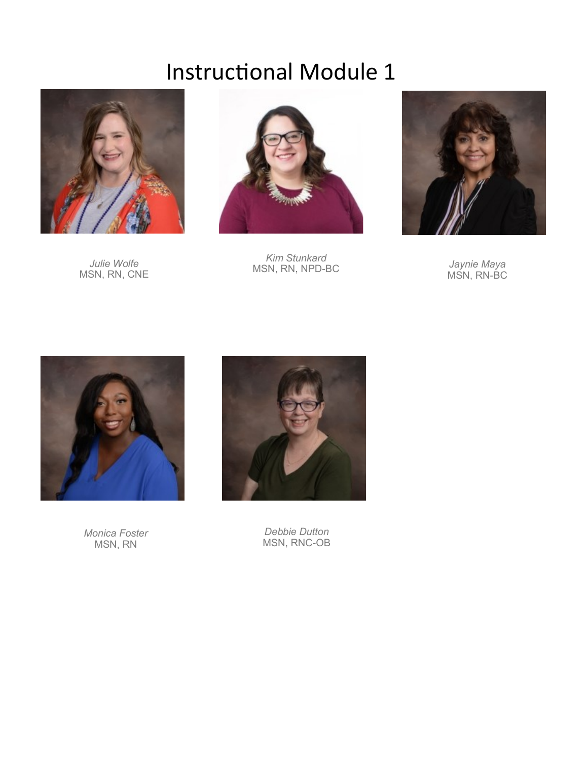# Instructional Module 1

*Julie Wolfe*
MSN, RN, CNE

*Kim Stunkard*
MSN, RN, NPD-BC

*Jaynie Maya*
MSN, RN-BC

*Monica Foster*
MSN, RN

*Debbie Dutton*
MSN, RNC-OB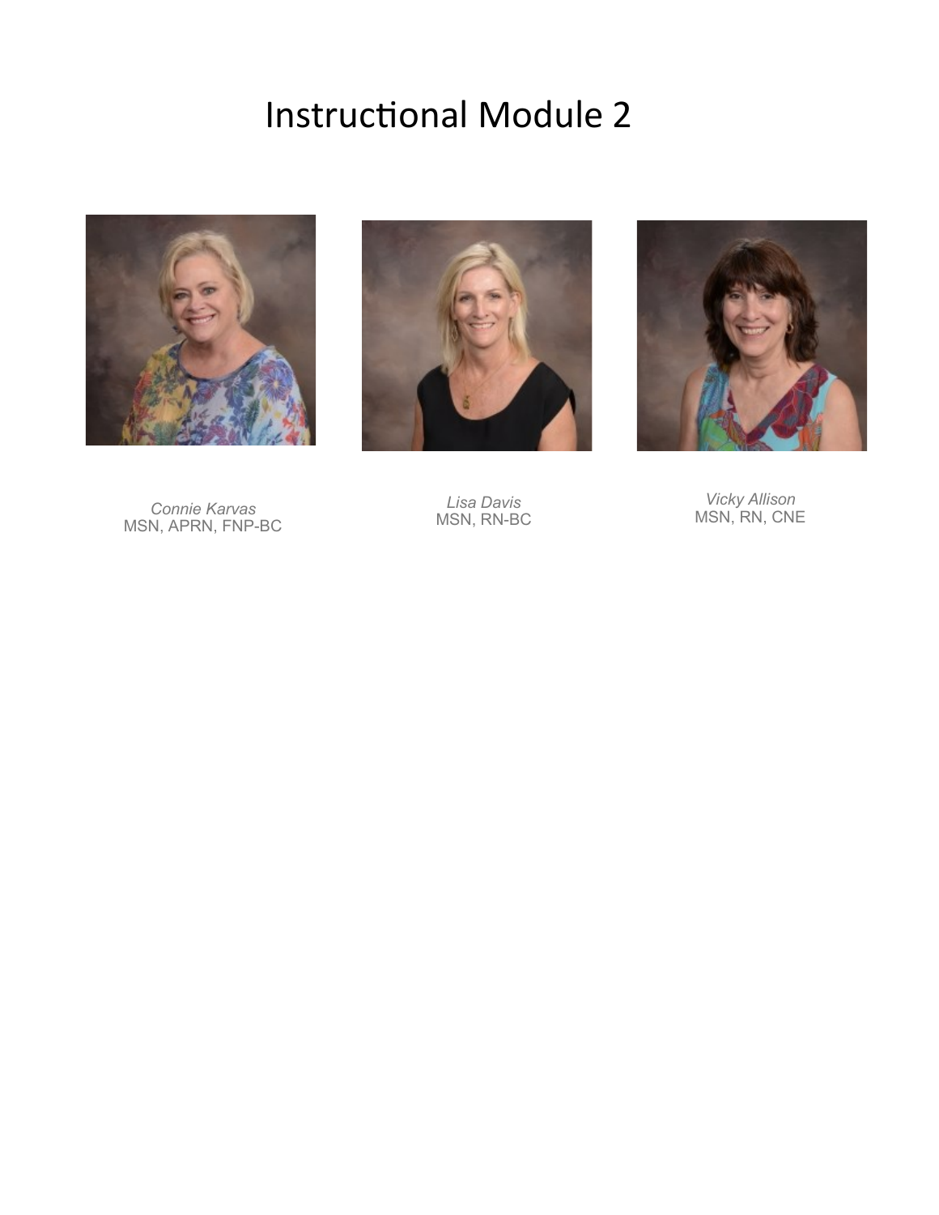# Instructional Module 2

*Connie Karvas*
MSN, APRN, FNP-BC

*Lisa Davis*
MSN, RN-BC

*Vicky Allison*
MSN, RN, CNE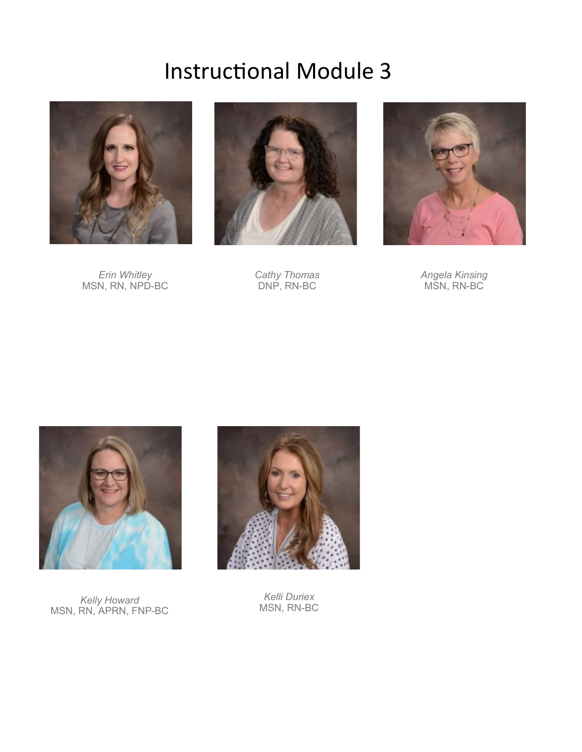# Instructional Module 3

*Erin Whitley*
MSN, RN, NPD-BC

*Cathy Thomas*
DNP, RN-BC

*Angela Kinsing*
MSN, RN-BC

*Kelly Howard*
MSN, RN, APRN, FNP-BC

*Kelli Duriex*
MSN, RN-BC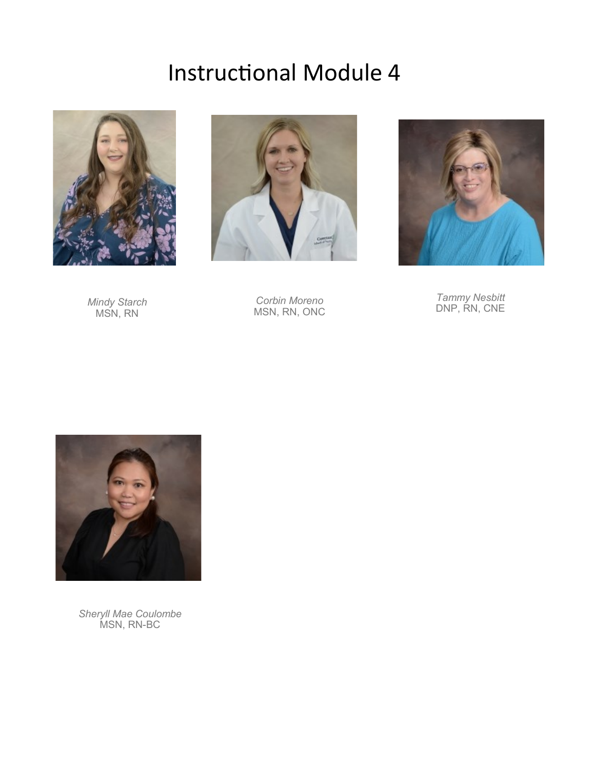# Instructional Module 4

*Mindy Starch*
MSN, RN

*Corbin Moreno*
MSN, RN, ONC

*Tammy Nesbitt*
DNP, RN, CNE

*Sheryll Mae Coulombe*
MSN, RN-BC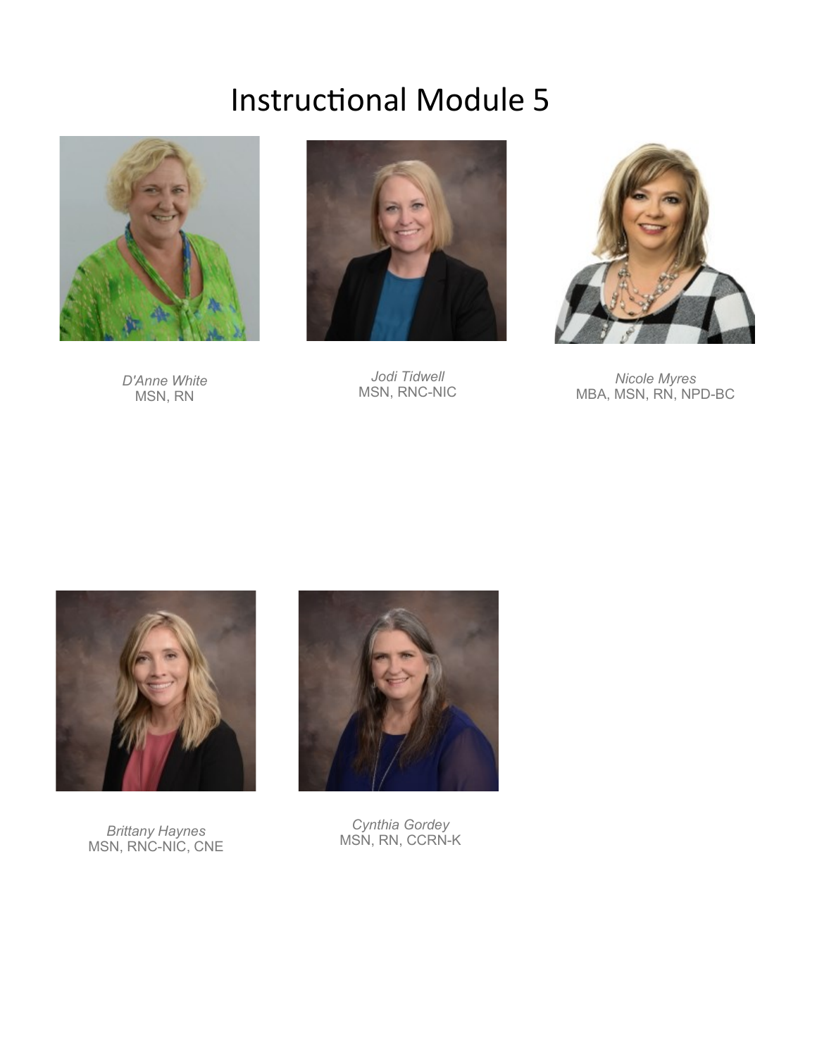# Instructional Module 5

*D'Anne White*
MSN, RN

*Jodi Tidwell*
MSN, RNC-NIC

*Nicole Myres*
MBA, MSN, RN, NPD-BC

*Brittany Haynes*
MSN, RNC-NIC, CNE

*Cynthia Gordey*
MSN, RN, CCRN-K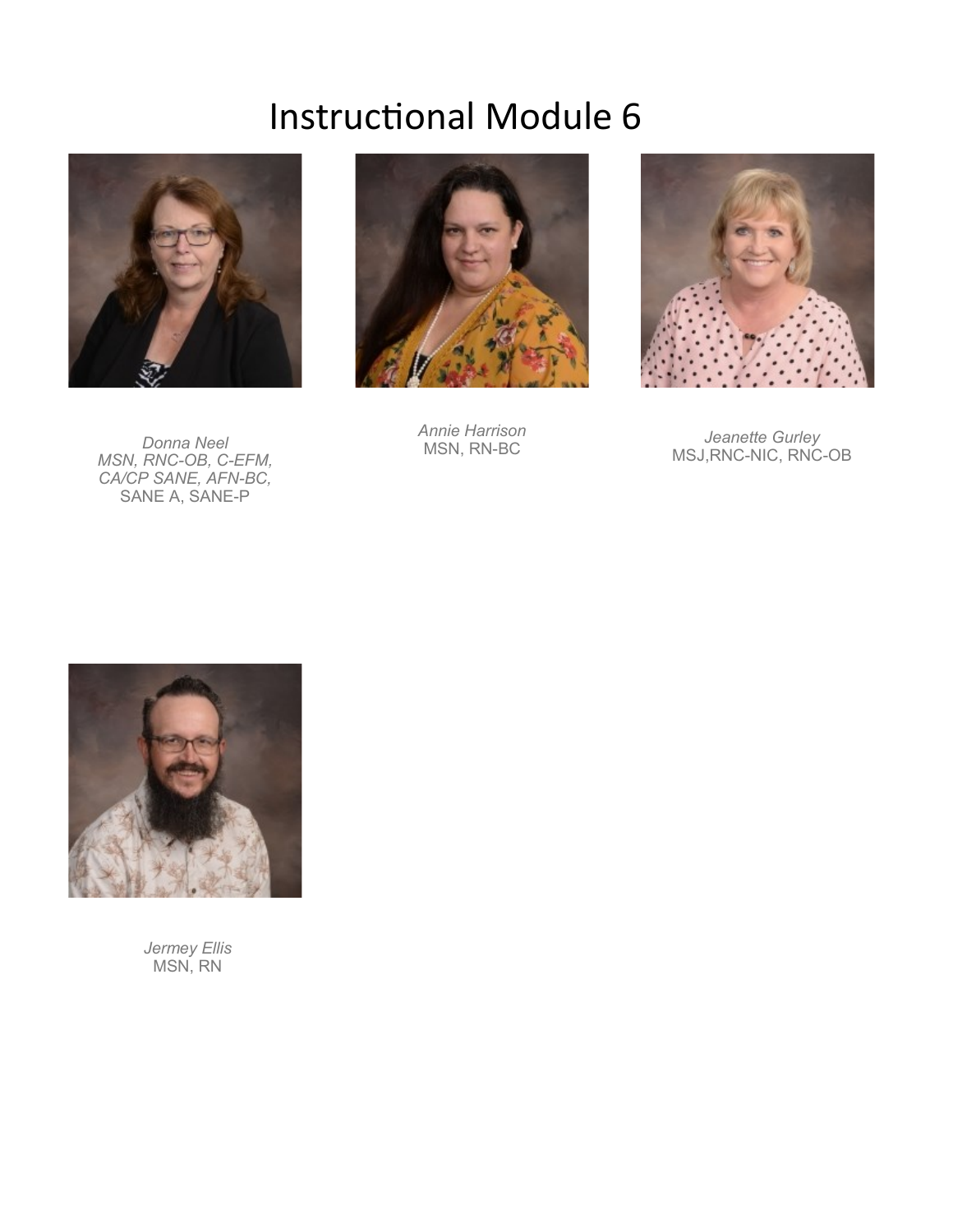# Instructional Module 6

*Donna Neel*
*MSN, RNC-OB, C-EFM,*
*CA/CP SANE, AFN-BC,*
SANE A, SANE-P

*Annie Harrison*
MSN, RN-BC

*Jeanette Gurley*
MSJ,RNC-NIC, RNC-OB

*Jermey Ellis*
MSN, RN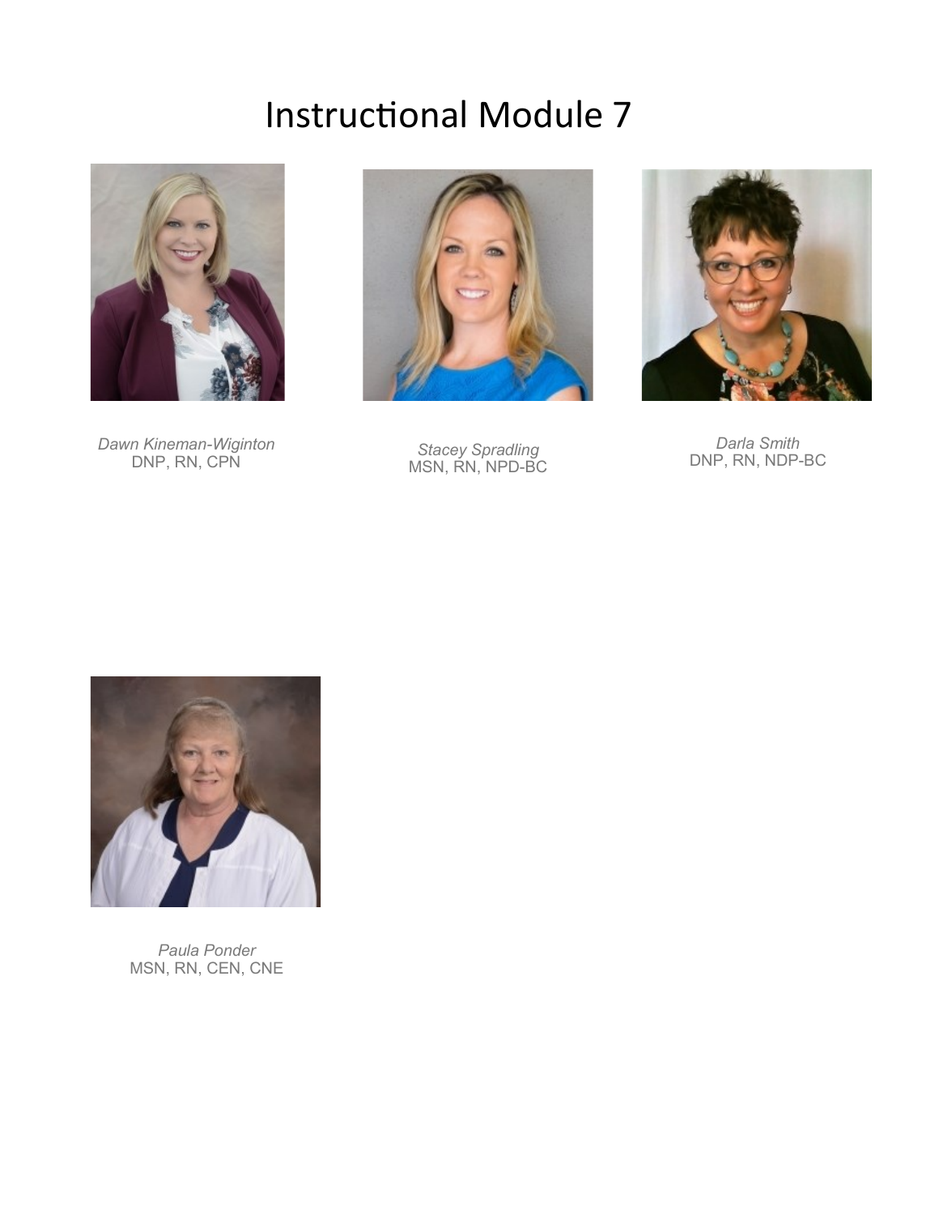# Instructional Module 7

*Dawn Kineman-Wiginton*
DNP, RN, CPN

*Stacey Spradling*
MSN, RN, NPD-BC

*Darla Smith*
DNP, RN, NDP-BC

*Paula Ponder*
MSN, RN, CEN, CNE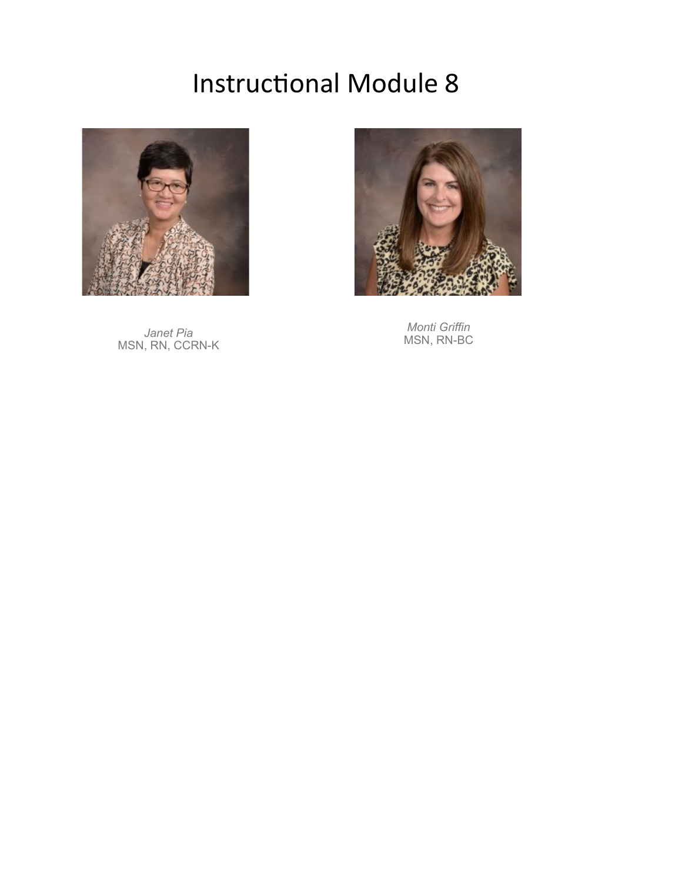# Instructional Module 8

*Janet Pia*
MSN, RN, CCRN-K

*Monti Griffin*
MSN, RN-BC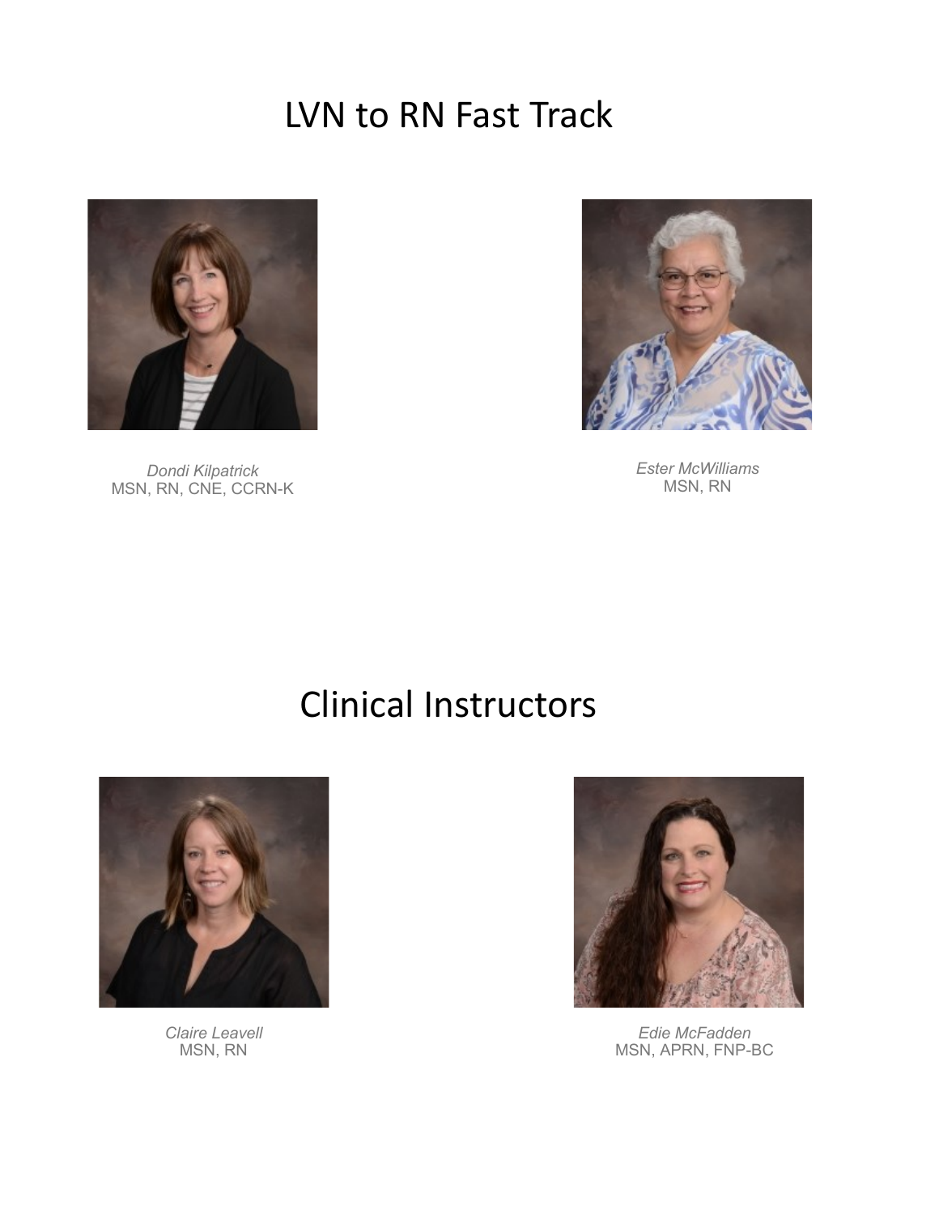# LVN to RN Fast Track

*Dondi Kilpatrick*
MSN, RN, CNE, CCRN-K

*Ester McWilliams*
MSN, RN

# Clinical Instructors

*Claire Leavell*
MSN, RN

*Edie McFadden*
MSN, APRN, FNP-BC